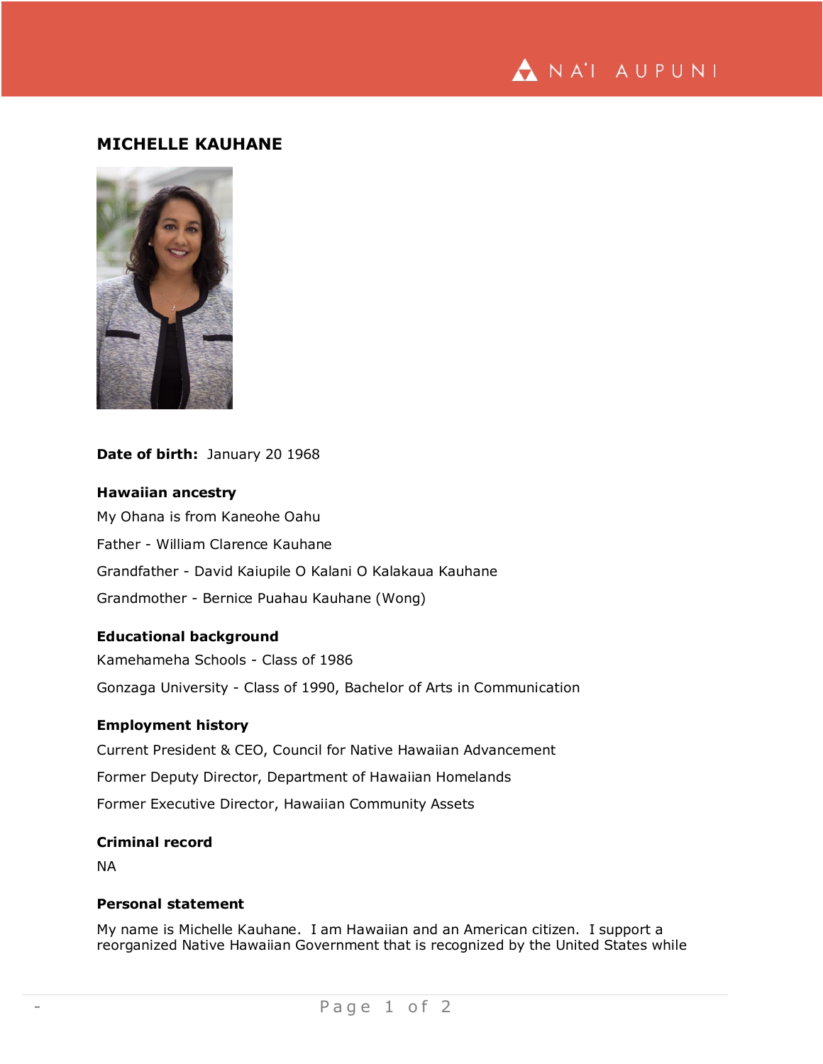# MICHELLE KAUHANE

**Date of birth:** January 20 1968

## Hawaiian ancestry

My Ohana is from Kaneohe Oahu

Father - William Clarence Kauhane

Grandfather - David Kaiupile O Kalani O Kalakaua Kauhane

Grandmother - Bernice Puahau Kauhane (Wong)

## Educational background

Kamehameha Schools - Class of 1986

Gonzaga University - Class of 1990, Bachelor of Arts in Communication

## Employment history

Current President & CEO, Council for Native Hawaiian Advancement

Former Deputy Director, Department of Hawaiian Homelands

Former Executive Director, Hawaiian Community Assets

## Criminal record

NA

## Personal statement

My name is Michelle Kauhane. I am Hawaiian and an American citizen. I support a reorganized Native Hawaiian Government that is recognized by the United States while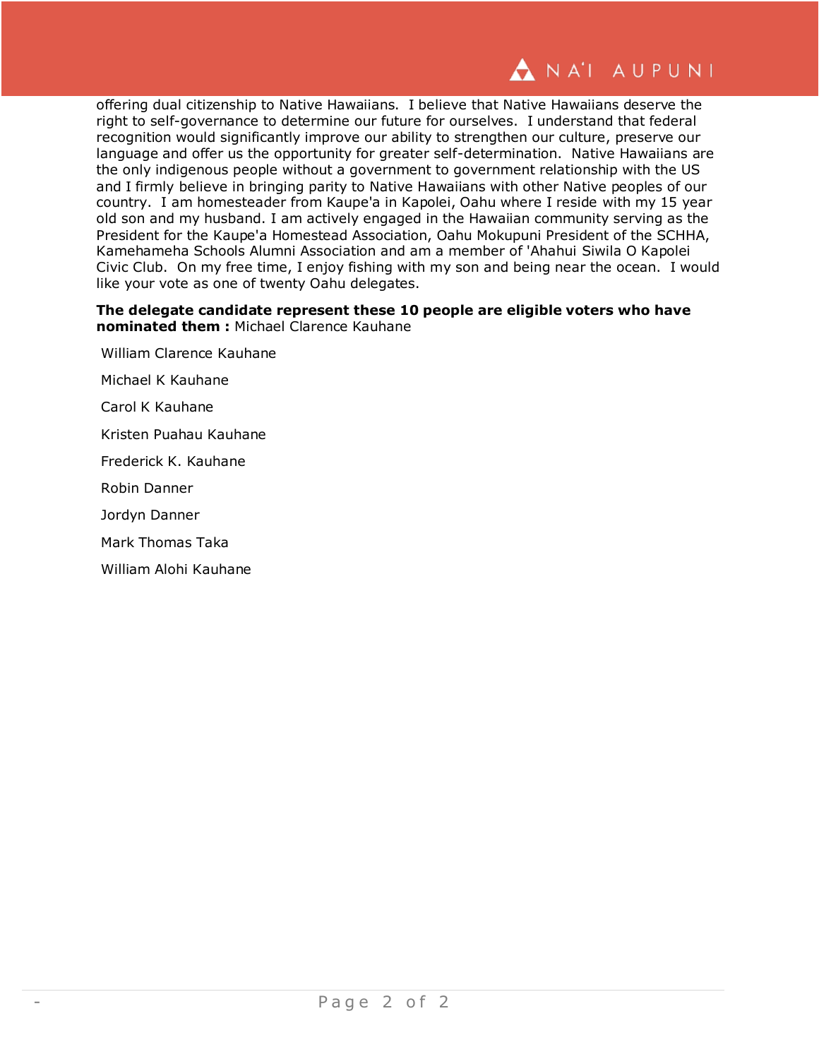offering dual citizenship to Native Hawaiians. I believe that Native Hawaiians deserve the right to self-governance to determine our future for ourselves. I understand that federal recognition would significantly improve our ability to strengthen our culture, preserve our language and offer us the opportunity for greater self-determination. Native Hawaiians are the only indigenous people without a government to government relationship with the US and I firmly believe in bringing parity to Native Hawaiians with other Native peoples of our country. I am homesteader from Kaupe'a in Kapolei, Oahu where I reside with my 15 year old son and my husband. I am actively engaged in the Hawaiian community serving as the President for the Kaupe'a Homestead Association, Oahu Mokupuni President of the SCHHA, Kamehameha Schools Alumni Association and am a member of 'Ahahui Siwila O Kapolei Civic Club. On my free time, I enjoy fishing with my son and being near the ocean. I would like your vote as one of twenty Oahu delegates.

**The delegate candidate represent these 10 people are eligible voters who have nominated them :** Michael Clarence Kauhane

William Clarence Kauhane

Michael K Kauhane

Carol K Kauhane

Kristen Puahau Kauhane

Frederick K. Kauhane

Robin Danner

Jordyn Danner

Mark Thomas Taka

William Alohi Kauhane